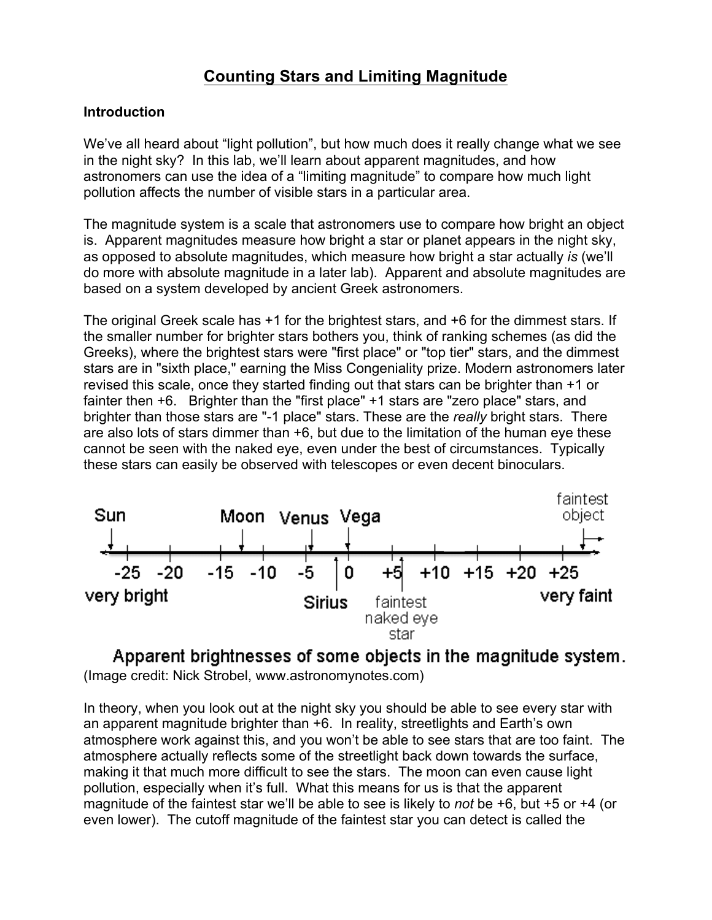# Counting Stars and Limiting Magnitude

## Introduction

We've all heard about "light pollution", but how much does it really change what we see in the night sky? In this lab, we'll learn about apparent magnitudes, and how astronomers can use the idea of a "limiting magnitude" to compare how much light pollution affects the number of visible stars in a particular area.

The magnitude system is a scale that astronomers use to compare how bright an object is. Apparent magnitudes measure how bright a star or planet appears in the night sky, as opposed to absolute magnitudes, which measure how bright a star actually *is* (we'll do more with absolute magnitude in a later lab). Apparent and absolute magnitudes are based on a system developed by ancient Greek astronomers.

The original Greek scale has +1 for the brightest stars, and +6 for the dimmest stars. If the smaller number for brighter stars bothers you, think of ranking schemes (as did the Greeks), where the brightest stars were "first place" or "top tier" stars, and the dimmest stars are in "sixth place," earning the Miss Congeniality prize. Modern astronomers later revised this scale, once they started finding out that stars can be brighter than +1 or fainter then +6. Brighter than the "first place" +1 stars are "zero place" stars, and brighter than those stars are "-1 place" stars. These are the *really* bright stars. There are also lots of stars dimmer than +6, but due to the limitation of the human eye these cannot be seen with the naked eye, even under the best of circumstances. Typically these stars can easily be observed with telescopes or even decent binoculars.

Sun, Moon, Venus, Vega, faintest object; -25, -20, -15, -10, -5, 0, +5, +10, +15, +20, +25; very bright, Sirius, faintest naked eye star, very faint

**Apparent brightnesses of some objects in the magnitude system.**

(Image credit: Nick Strobel, www.astronomynotes.com)

In theory, when you look out at the night sky you should be able to see every star with an apparent magnitude brighter than +6. In reality, streetlights and Earth's own atmosphere work against this, and you won't be able to see stars that are too faint. The atmosphere actually reflects some of the streetlight back down towards the surface, making it that much more difficult to see the stars. The moon can even cause light pollution, especially when it's full. What this means for us is that the apparent magnitude of the faintest star we'll be able to see is likely to *not* be +6, but +5 or +4 (or even lower). The cutoff magnitude of the faintest star you can detect is called the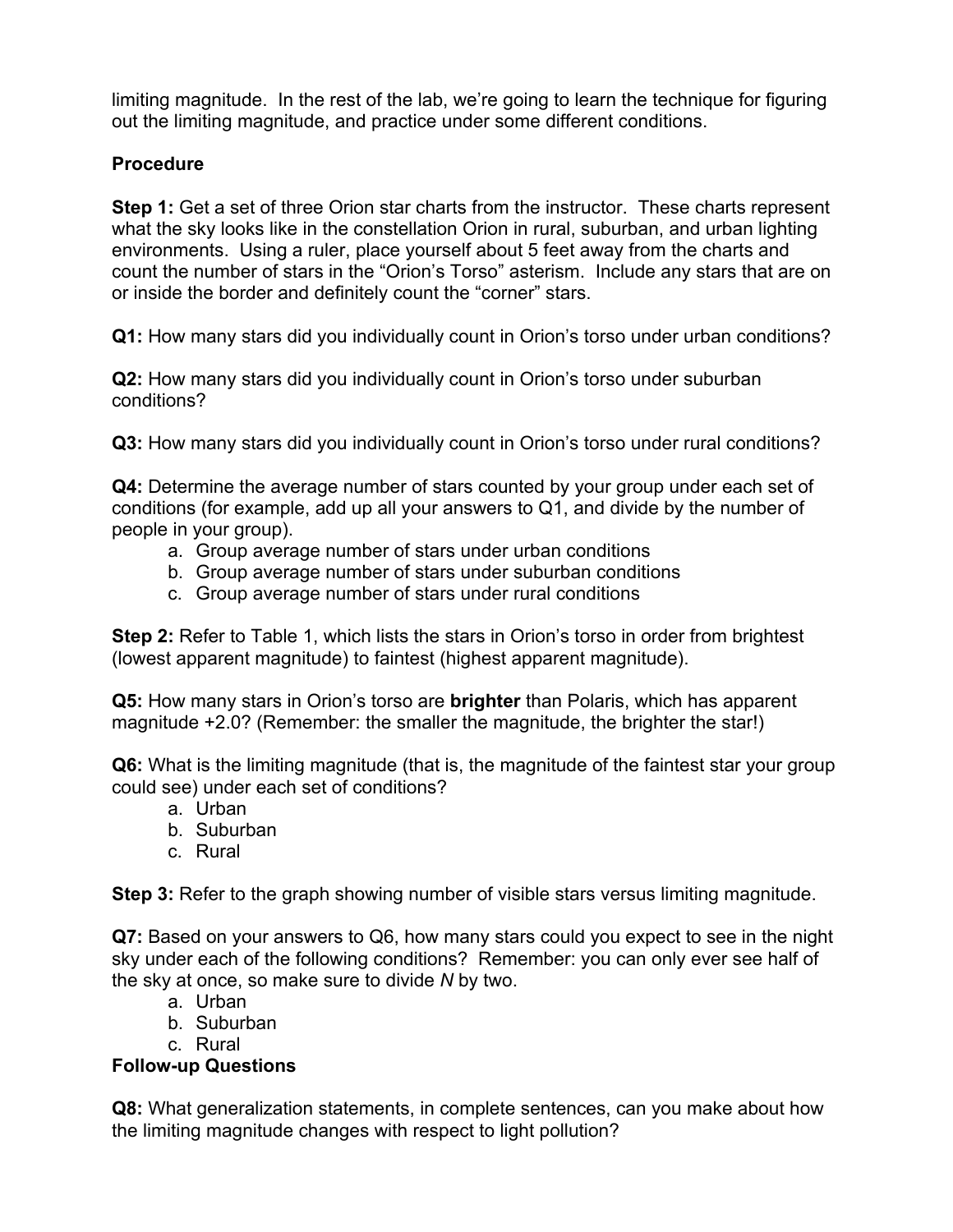limiting magnitude. In the rest of the lab, we're going to learn the technique for figuring out the limiting magnitude, and practice under some different conditions.

**Procedure**

**Step 1:** Get a set of three Orion star charts from the instructor. These charts represent what the sky looks like in the constellation Orion in rural, suburban, and urban lighting environments. Using a ruler, place yourself about 5 feet away from the charts and count the number of stars in the "Orion's Torso" asterism. Include any stars that are on or inside the border and definitely count the "corner" stars.

**Q1:** How many stars did you individually count in Orion's torso under urban conditions?

**Q2:** How many stars did you individually count in Orion's torso under suburban conditions?

**Q3:** How many stars did you individually count in Orion's torso under rural conditions?

**Q4:** Determine the average number of stars counted by your group under each set of conditions (for example, add up all your answers to Q1, and divide by the number of people in your group).

a. Group average number of stars under urban conditions
b. Group average number of stars under suburban conditions
c. Group average number of stars under rural conditions

**Step 2:** Refer to Table 1, which lists the stars in Orion's torso in order from brightest (lowest apparent magnitude) to faintest (highest apparent magnitude).

**Q5:** How many stars in Orion's torso are **brighter** than Polaris, which has apparent magnitude +2.0? (Remember: the smaller the magnitude, the brighter the star!)

**Q6:** What is the limiting magnitude (that is, the magnitude of the faintest star your group could see) under each set of conditions?

a. Urban
b. Suburban
c. Rural

**Step 3:** Refer to the graph showing number of visible stars versus limiting magnitude.

**Q7:** Based on your answers to Q6, how many stars could you expect to see in the night sky under each of the following conditions? Remember: you can only ever see half of the sky at once, so make sure to divide $N$ by two.

a. Urban
b. Suburban
c. Rural

**Follow-up Questions**

**Q8:** What generalization statements, in complete sentences, can you make about how the limiting magnitude changes with respect to light pollution?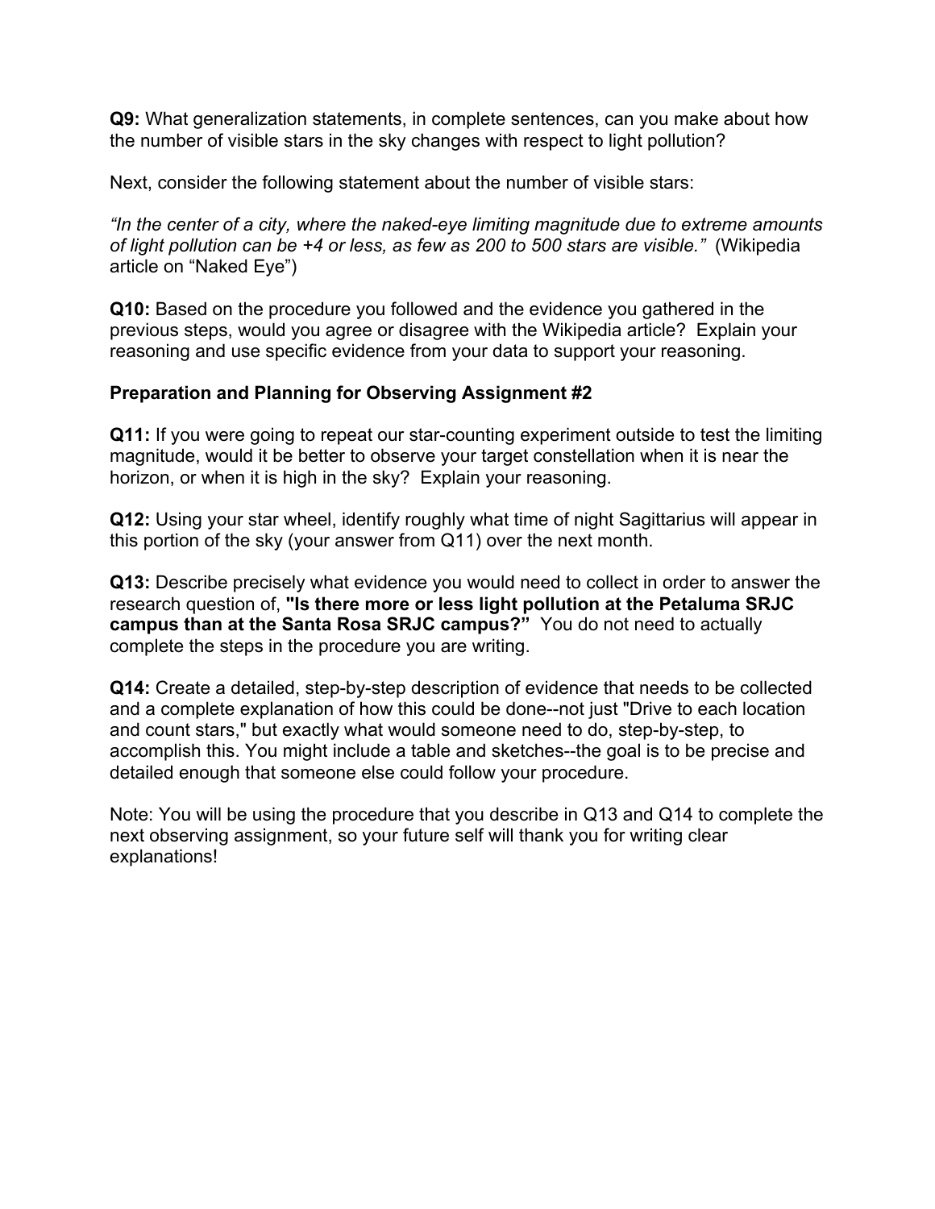**Q9:** What generalization statements, in complete sentences, can you make about how the number of visible stars in the sky changes with respect to light pollution?

Next, consider the following statement about the number of visible stars:

*"In the center of a city, where the naked-eye limiting magnitude due to extreme amounts of light pollution can be +4 or less, as few as 200 to 500 stars are visible."* (Wikipedia article on "Naked Eye")

**Q10:** Based on the procedure you followed and the evidence you gathered in the previous steps, would you agree or disagree with the Wikipedia article? Explain your reasoning and use specific evidence from your data to support your reasoning.

**Preparation and Planning for Observing Assignment #2**

**Q11:** If you were going to repeat our star-counting experiment outside to test the limiting magnitude, would it be better to observe your target constellation when it is near the horizon, or when it is high in the sky? Explain your reasoning.

**Q12:** Using your star wheel, identify roughly what time of night Sagittarius will appear in this portion of the sky (your answer from Q11) over the next month.

**Q13:** Describe precisely what evidence you would need to collect in order to answer the research question of, **"Is there more or less light pollution at the Petaluma SRJC campus than at the Santa Rosa SRJC campus?"** You do not need to actually complete the steps in the procedure you are writing.

**Q14:** Create a detailed, step-by-step description of evidence that needs to be collected and a complete explanation of how this could be done--not just "Drive to each location and count stars," but exactly what would someone need to do, step-by-step, to accomplish this. You might include a table and sketches--the goal is to be precise and detailed enough that someone else could follow your procedure.

Note: You will be using the procedure that you describe in Q13 and Q14 to complete the next observing assignment, so your future self will thank you for writing clear explanations!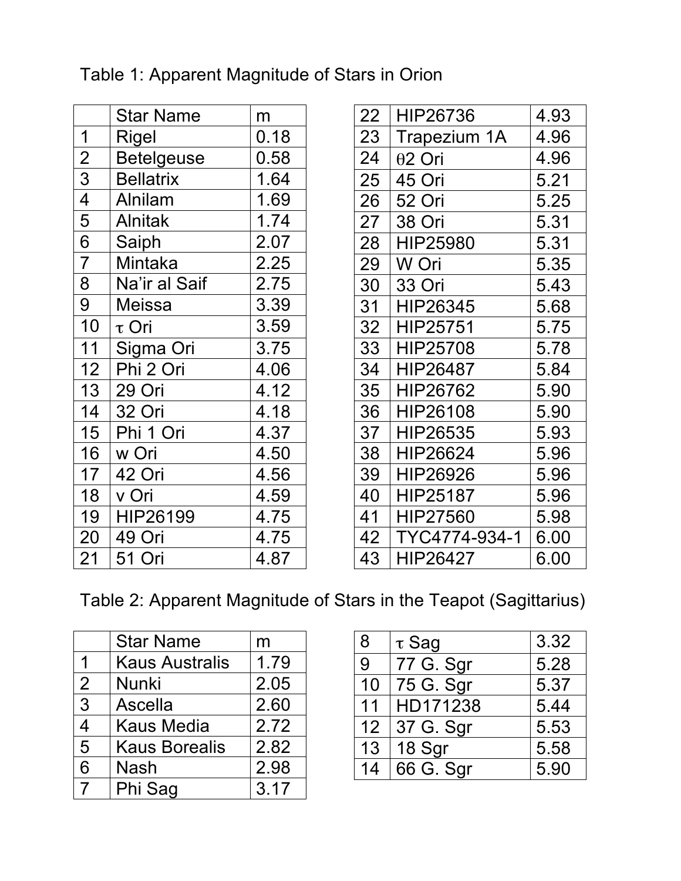Table 1: Apparent Magnitude of Stars in Orion

| | Star Name | m |
|---|---|---|
| 1 | Rigel | 0.18 |
| 2 | Betelgeuse | 0.58 |
| 3 | Bellatrix | 1.64 |
| 4 | Alnilam | 1.69 |
| 5 | Alnitak | 1.74 |
| 6 | Saiph | 2.07 |
| 7 | Mintaka | 2.25 |
| 8 | Na'ir al Saif | 2.75 |
| 9 | Meissa | 3.39 |
| 10 | τ Ori | 3.59 |
| 11 | Sigma Ori | 3.75 |
| 12 | Phi 2 Ori | 4.06 |
| 13 | 29 Ori | 4.12 |
| 14 | 32 Ori | 4.18 |
| 15 | Phi 1 Ori | 4.37 |
| 16 | w Ori | 4.50 |
| 17 | 42 Ori | 4.56 |
| 18 | v Ori | 4.59 |
| 19 | HIP26199 | 4.75 |
| 20 | 49 Ori | 4.75 |
| 21 | 51 Ori | 4.87 |
| 22 | HIP26736 | 4.93 |
| 23 | Trapezium 1A | 4.96 |
| 24 | θ2 Ori | 4.96 |
| 25 | 45 Ori | 5.21 |
| 26 | 52 Ori | 5.25 |
| 27 | 38 Ori | 5.31 |
| 28 | HIP25980 | 5.31 |
| 29 | W Ori | 5.35 |
| 30 | 33 Ori | 5.43 |
| 31 | HIP26345 | 5.68 |
| 32 | HIP25751 | 5.75 |
| 33 | HIP25708 | 5.78 |
| 34 | HIP26487 | 5.84 |
| 35 | HIP26762 | 5.90 |
| 36 | HIP26108 | 5.90 |
| 37 | HIP26535 | 5.93 |
| 38 | HIP26624 | 5.96 |
| 39 | HIP26926 | 5.96 |
| 40 | HIP25187 | 5.96 |
| 41 | HIP27560 | 5.98 |
| 42 | TYC4774-934-1 | 6.00 |
| 43 | HIP26427 | 6.00 |

Table 2: Apparent Magnitude of Stars in the Teapot (Sagittarius)

| | Star Name | m |
|---|---|---|
| 1 | Kaus Australis | 1.79 |
| 2 | Nunki | 2.05 |
| 3 | Ascella | 2.60 |
| 4 | Kaus Media | 2.72 |
| 5 | Kaus Borealis | 2.82 |
| 6 | Nash | 2.98 |
| 7 | Phi Sag | 3.17 |
| 8 | τ Sag | 3.32 |
| 9 | 77 G. Sgr | 5.28 |
| 10 | 75 G. Sgr | 5.37 |
| 11 | HD171238 | 5.44 |
| 12 | 37 G. Sgr | 5.53 |
| 13 | 18 Sgr | 5.58 |
| 14 | 66 G. Sgr | 5.90 |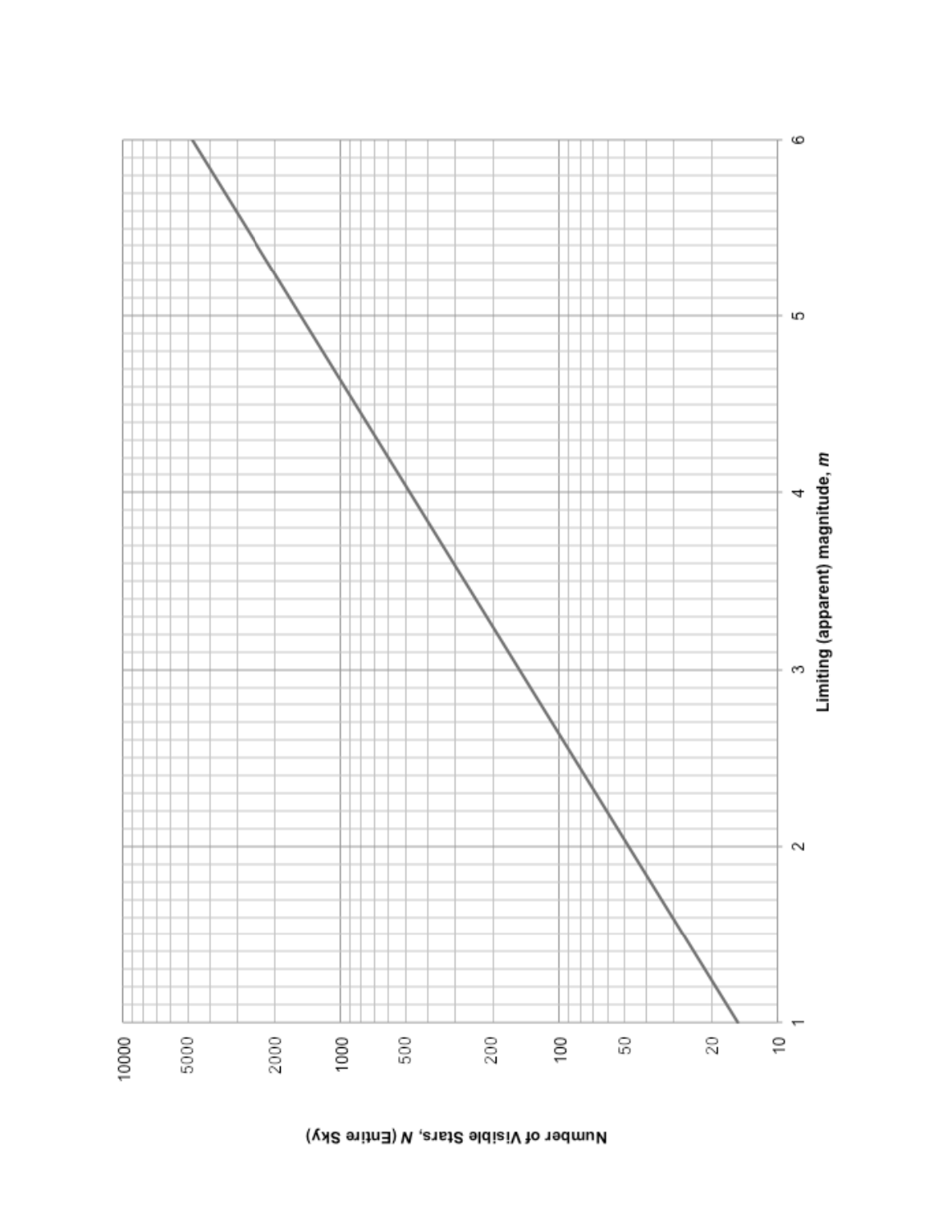Number of Visible Stars, $N$ (Entire Sky)

10000
5000
2000
1000
500
200
100
50
20
10

1
2
3
4
5
6

Limiting (apparent) magnitude, $m$